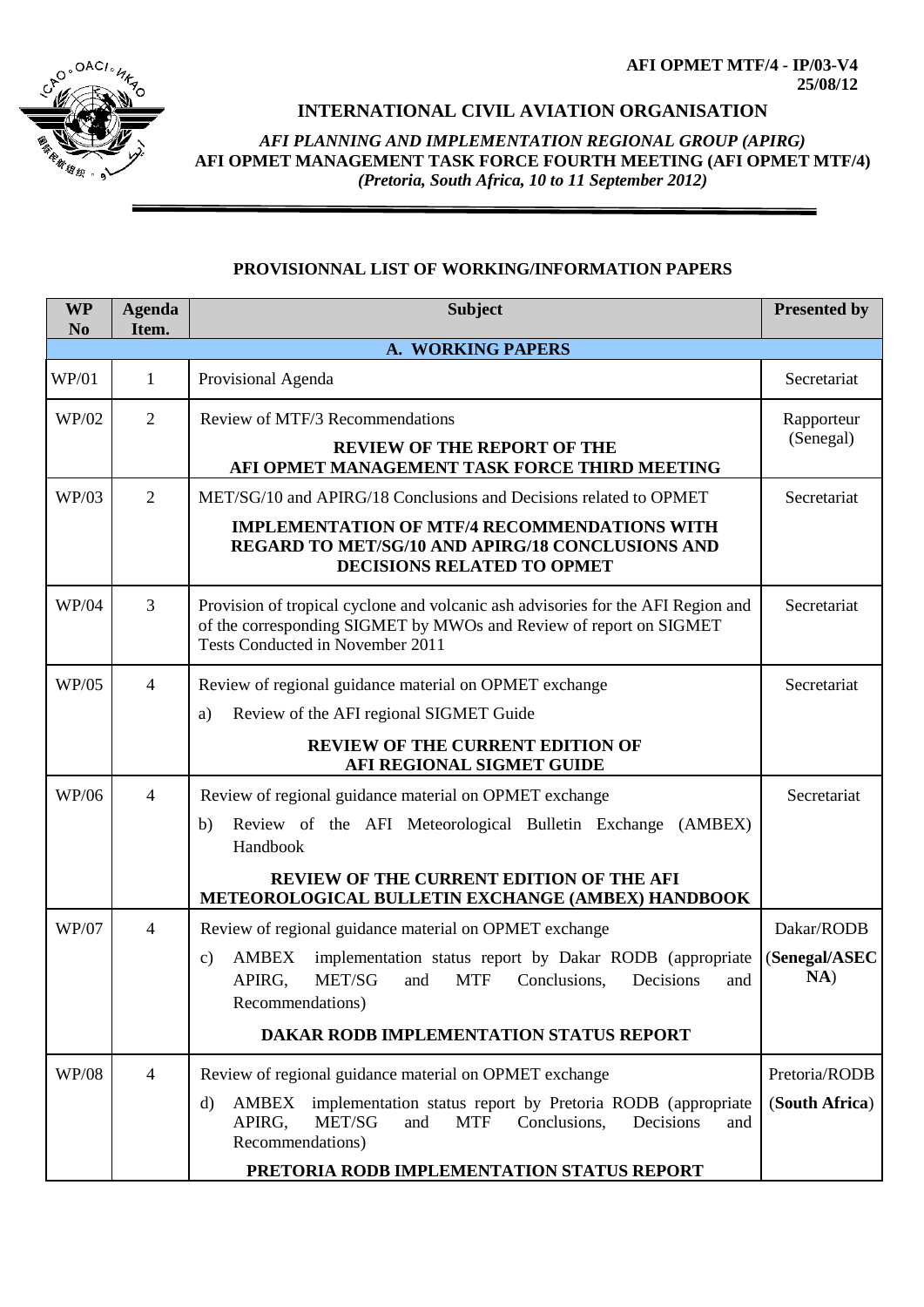**AFI OPMET MTF/4 - IP/03-V4**
**25/08/12**

## INTERNATIONAL CIVIL AVIATION ORGANISATION

***AFI PLANNING AND IMPLEMENTATION REGIONAL GROUP (APIRG)***
**AFI OPMET MANAGEMENT TASK FORCE FOURTH MEETING (AFI OPMET MTF/4)**
***(Pretoria, South Africa, 10 to 11 September 2012)***

### PROVISIONNAL LIST OF WORKING/INFORMATION PAPERS

| WP No | Agenda Item. | Subject | Presented by |
|---|---|---|---|
| **A. WORKING PAPERS** | | | |
| WP/01 | 1 | Provisional Agenda | Secretariat |
| WP/02 | 2 | Review of MTF/3 Recommendations<br>**REVIEW OF THE REPORT OF THE AFI OPMET MANAGEMENT TASK FORCE THIRD MEETING** | Rapporteur (Senegal) |
| WP/03 | 2 | MET/SG/10 and APIRG/18 Conclusions and Decisions related to OPMET<br>**IMPLEMENTATION OF MTF/4 RECOMMENDATIONS WITH REGARD TO MET/SG/10 AND APIRG/18 CONCLUSIONS AND DECISIONS RELATED TO OPMET** | Secretariat |
| WP/04 | 3 | Provision of tropical cyclone and volcanic ash advisories for the AFI Region and of the corresponding SIGMET by MWOs and Review of report on SIGMET Tests Conducted in November 2011 | Secretariat |
| WP/05 | 4 | Review of regional guidance material on OPMET exchange<br>a) Review of the AFI regional SIGMET Guide<br>**REVIEW OF THE CURRENT EDITION OF AFI REGIONAL SIGMET GUIDE** | Secretariat |
| WP/06 | 4 | Review of regional guidance material on OPMET exchange<br>b) Review of the AFI Meteorological Bulletin Exchange (AMBEX) Handbook<br>**REVIEW OF THE CURRENT EDITION OF THE AFI METEOROLOGICAL BULLETIN EXCHANGE (AMBEX) HANDBOOK** | Secretariat |
| WP/07 | 4 | Review of regional guidance material on OPMET exchange<br>c) AMBEX implementation status report by Dakar RODB (appropriate APIRG, MET/SG and MTF Conclusions, Decisions and Recommendations)<br>**DAKAR RODB IMPLEMENTATION STATUS REPORT** | Dakar/RODB<br>(**Senegal/ASECNA**) |
| WP/08 | 4 | Review of regional guidance material on OPMET exchange<br>d) AMBEX implementation status report by Pretoria RODB (appropriate APIRG, MET/SG and MTF Conclusions, Decisions and Recommendations)<br>**PRETORIA RODB IMPLEMENTATION STATUS REPORT** | Pretoria/RODB<br>(**South Africa**) |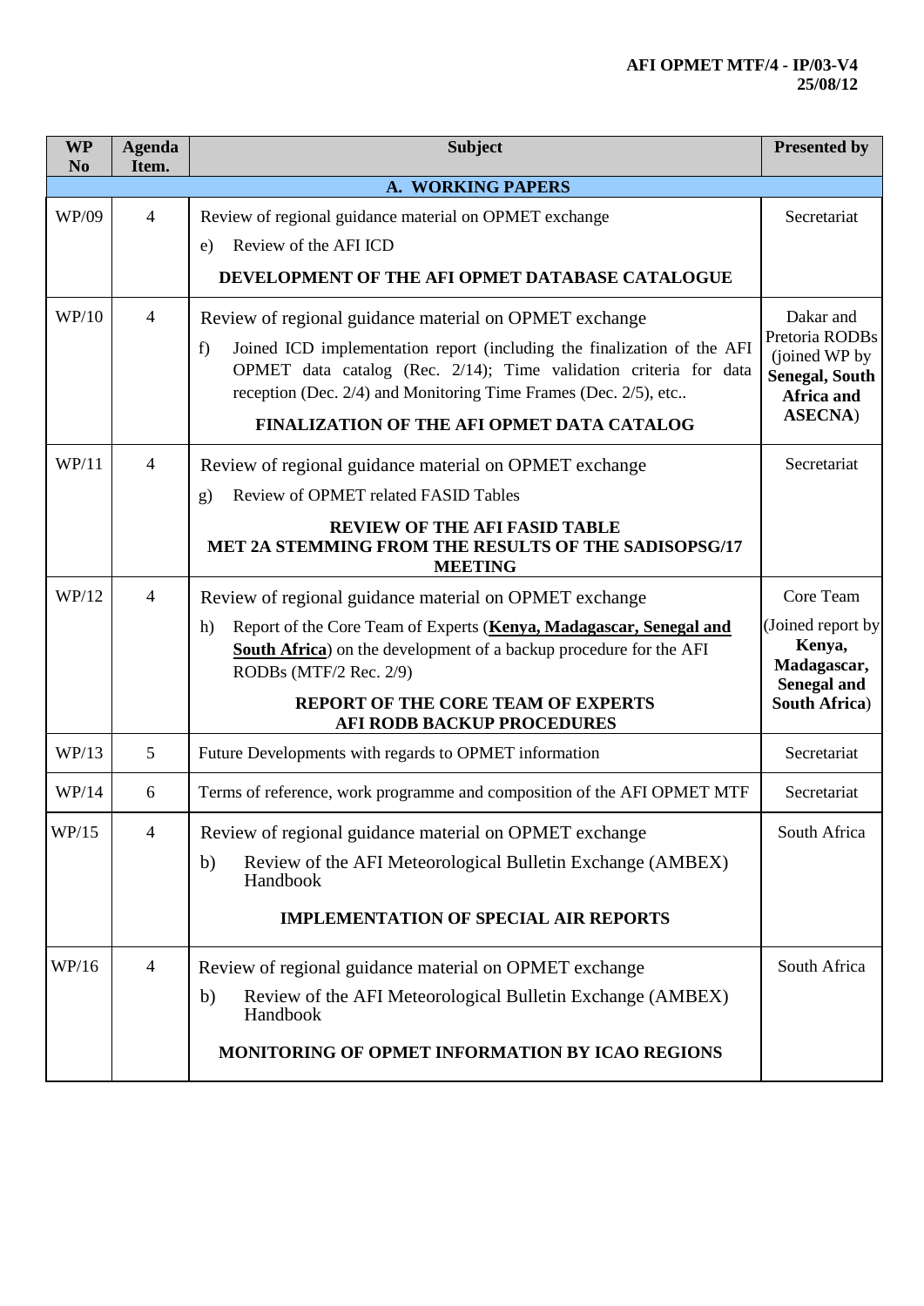| WP No | Agenda Item. | Subject | Presented by |
|---|---|---|---|
| **A. WORKING PAPERS** | | | |
| WP/09 | 4 | Review of regional guidance material on OPMET exchange<br>e) Review of the AFI ICD<br>**DEVELOPMENT OF THE AFI OPMET DATABASE CATALOGUE** | Secretariat |
| WP/10 | 4 | Review of regional guidance material on OPMET exchange<br>f) Joined ICD implementation report (including the finalization of the AFI OPMET data catalog (Rec. 2/14); Time validation criteria for data reception (Dec. 2/4) and Monitoring Time Frames (Dec. 2/5), etc..<br>**FINALIZATION OF THE AFI OPMET DATA CATALOG** | Dakar and Pretoria RODBs (joined WP by **Senegal, South Africa and ASECNA**) |
| WP/11 | 4 | Review of regional guidance material on OPMET exchange<br>g) Review of OPMET related FASID Tables<br>**REVIEW OF THE AFI FASID TABLE MET 2A STEMMING FROM THE RESULTS OF THE SADISOPSG/17 MEETING** | Secretariat |
| WP/12 | 4 | Review of regional guidance material on OPMET exchange<br>h) Report of the Core Team of Experts (**Kenya, Madagascar, Senegal and South Africa**) on the development of a backup procedure for the AFI RODBs (MTF/2 Rec. 2/9)<br>**REPORT OF THE CORE TEAM OF EXPERTS AFI RODB BACKUP PROCEDURES** | Core Team (Joined report by **Kenya, Madagascar, Senegal and South Africa**) |
| WP/13 | 5 | Future Developments with regards to OPMET information | Secretariat |
| WP/14 | 6 | Terms of reference, work programme and composition of the AFI OPMET MTF | Secretariat |
| WP/15 | 4 | Review of regional guidance material on OPMET exchange<br>b) Review of the AFI Meteorological Bulletin Exchange (AMBEX) Handbook<br>**IMPLEMENTATION OF SPECIAL AIR REPORTS** | South Africa |
| WP/16 | 4 | Review of regional guidance material on OPMET exchange<br>b) Review of the AFI Meteorological Bulletin Exchange (AMBEX) Handbook<br>**MONITORING OF OPMET INFORMATION BY ICAO REGIONS** | South Africa |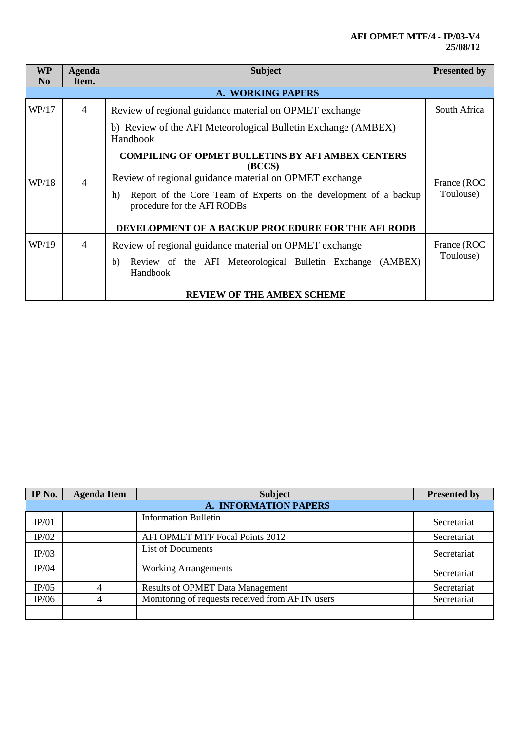| WP No | Agenda Item. | Subject | Presented by |
|---|---|---|---|
| **A. WORKING PAPERS** | | | |
| WP/17 | 4 | Review of regional guidance material on OPMET exchange<br>b) Review of the AFI Meteorological Bulletin Exchange (AMBEX) Handbook<br>**COMPILING OF OPMET BULLETINS BY AFI AMBEX CENTERS (BCCS)** | South Africa |
| WP/18 | 4 | Review of regional guidance material on OPMET exchange<br>h) Report of the Core Team of Experts on the development of a backup procedure for the AFI RODBs<br>**DEVELOPMENT OF A BACKUP PROCEDURE FOR THE AFI RODB** | France (ROC Toulouse) |
| WP/19 | 4 | Review of regional guidance material on OPMET exchange<br>b) Review of the AFI Meteorological Bulletin Exchange (AMBEX) Handbook<br>**REVIEW OF THE AMBEX SCHEME** | France (ROC Toulouse) |

| IP No. | Agenda Item | Subject | Presented by |
|---|---|---|---|
| **A. INFORMATION PAPERS** | | | |
| IP/01 | | Information Bulletin | Secretariat |
| IP/02 | | AFI OPMET MTF Focal Points 2012 | Secretariat |
| IP/03 | | List of Documents | Secretariat |
| IP/04 | | Working Arrangements | Secretariat |
| IP/05 | 4 | Results of OPMET Data Management | Secretariat |
| IP/06 | 4 | Monitoring of requests received from AFTN users | Secretariat |
| | | | |